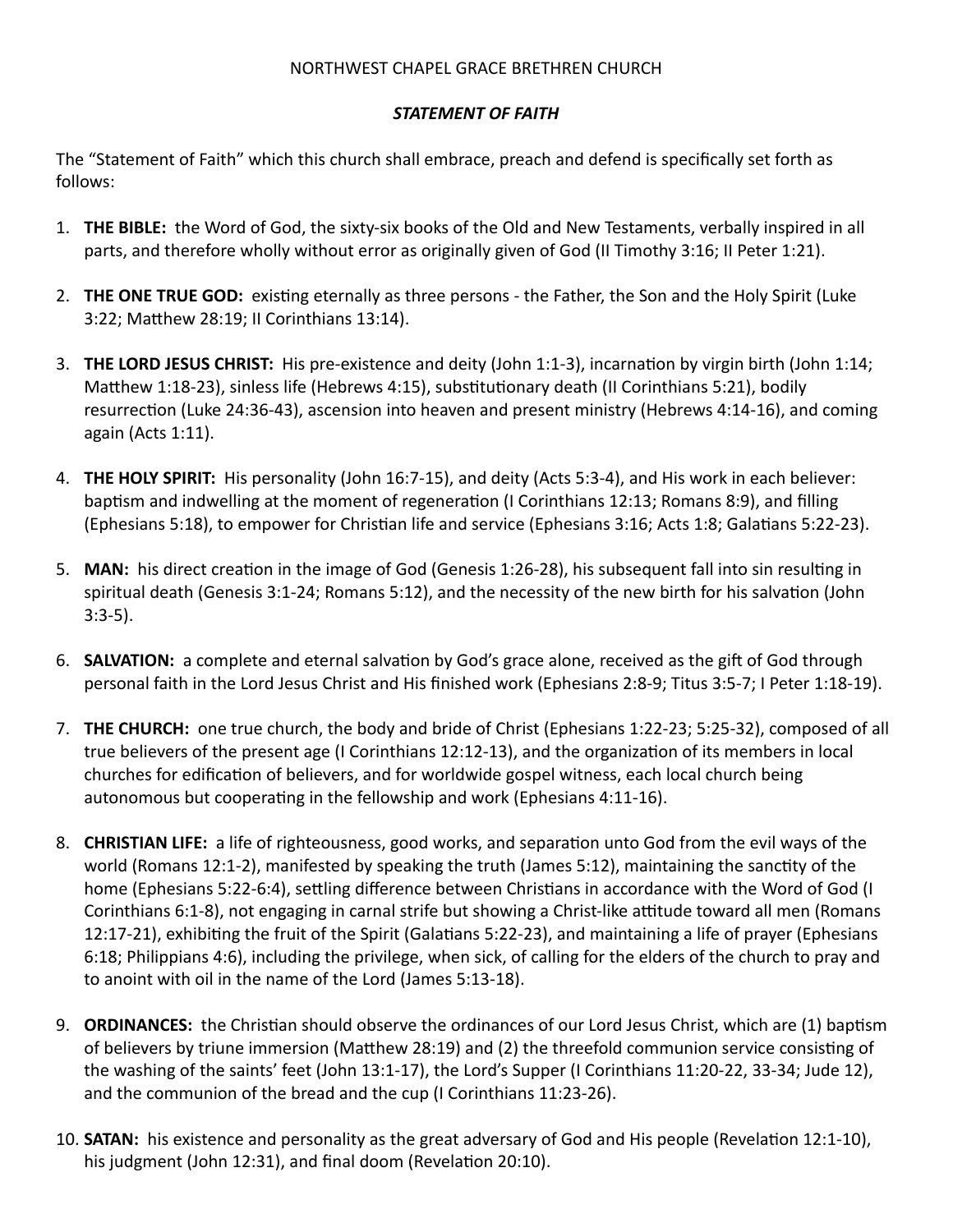# NORTHWEST CHAPEL GRACE BRETHREN CHURCH

## *STATEMENT OF FAITH*

The "Statement of Faith" which this church shall embrace, preach and defend is specifically set forth as follows:

1. **THE BIBLE:** the Word of God, the sixty-six books of the Old and New Testaments, verbally inspired in all parts, and therefore wholly without error as originally given of God (II Timothy 3:16; II Peter 1:21).

2. **THE ONE TRUE GOD:** existing eternally as three persons - the Father, the Son and the Holy Spirit (Luke 3:22; Matthew 28:19; II Corinthians 13:14).

3. **THE LORD JESUS CHRIST:** His pre-existence and deity (John 1:1-3), incarnation by virgin birth (John 1:14; Matthew 1:18-23), sinless life (Hebrews 4:15), substitutionary death (II Corinthians 5:21), bodily resurrection (Luke 24:36-43), ascension into heaven and present ministry (Hebrews 4:14-16), and coming again (Acts 1:11).

4. **THE HOLY SPIRIT:** His personality (John 16:7-15), and deity (Acts 5:3-4), and His work in each believer: baptism and indwelling at the moment of regeneration (I Corinthians 12:13; Romans 8:9), and filling (Ephesians 5:18), to empower for Christian life and service (Ephesians 3:16; Acts 1:8; Galatians 5:22-23).

5. **MAN:** his direct creation in the image of God (Genesis 1:26-28), his subsequent fall into sin resulting in spiritual death (Genesis 3:1-24; Romans 5:12), and the necessity of the new birth for his salvation (John 3:3-5).

6. **SALVATION:** a complete and eternal salvation by God's grace alone, received as the gift of God through personal faith in the Lord Jesus Christ and His finished work (Ephesians 2:8-9; Titus 3:5-7; I Peter 1:18-19).

7. **THE CHURCH:** one true church, the body and bride of Christ (Ephesians 1:22-23; 5:25-32), composed of all true believers of the present age (I Corinthians 12:12-13), and the organization of its members in local churches for edification of believers, and for worldwide gospel witness, each local church being autonomous but cooperating in the fellowship and work (Ephesians 4:11-16).

8. **CHRISTIAN LIFE:** a life of righteousness, good works, and separation unto God from the evil ways of the world (Romans 12:1-2), manifested by speaking the truth (James 5:12), maintaining the sanctity of the home (Ephesians 5:22-6:4), settling difference between Christians in accordance with the Word of God (I Corinthians 6:1-8), not engaging in carnal strife but showing a Christ-like attitude toward all men (Romans 12:17-21), exhibiting the fruit of the Spirit (Galatians 5:22-23), and maintaining a life of prayer (Ephesians 6:18; Philippians 4:6), including the privilege, when sick, of calling for the elders of the church to pray and to anoint with oil in the name of the Lord (James 5:13-18).

9. **ORDINANCES:** the Christian should observe the ordinances of our Lord Jesus Christ, which are (1) baptism of believers by triune immersion (Matthew 28:19) and (2) the threefold communion service consisting of the washing of the saints' feet (John 13:1-17), the Lord's Supper (I Corinthians 11:20-22, 33-34; Jude 12), and the communion of the bread and the cup (I Corinthians 11:23-26).

10. **SATAN:** his existence and personality as the great adversary of God and His people (Revelation 12:1-10), his judgment (John 12:31), and final doom (Revelation 20:10).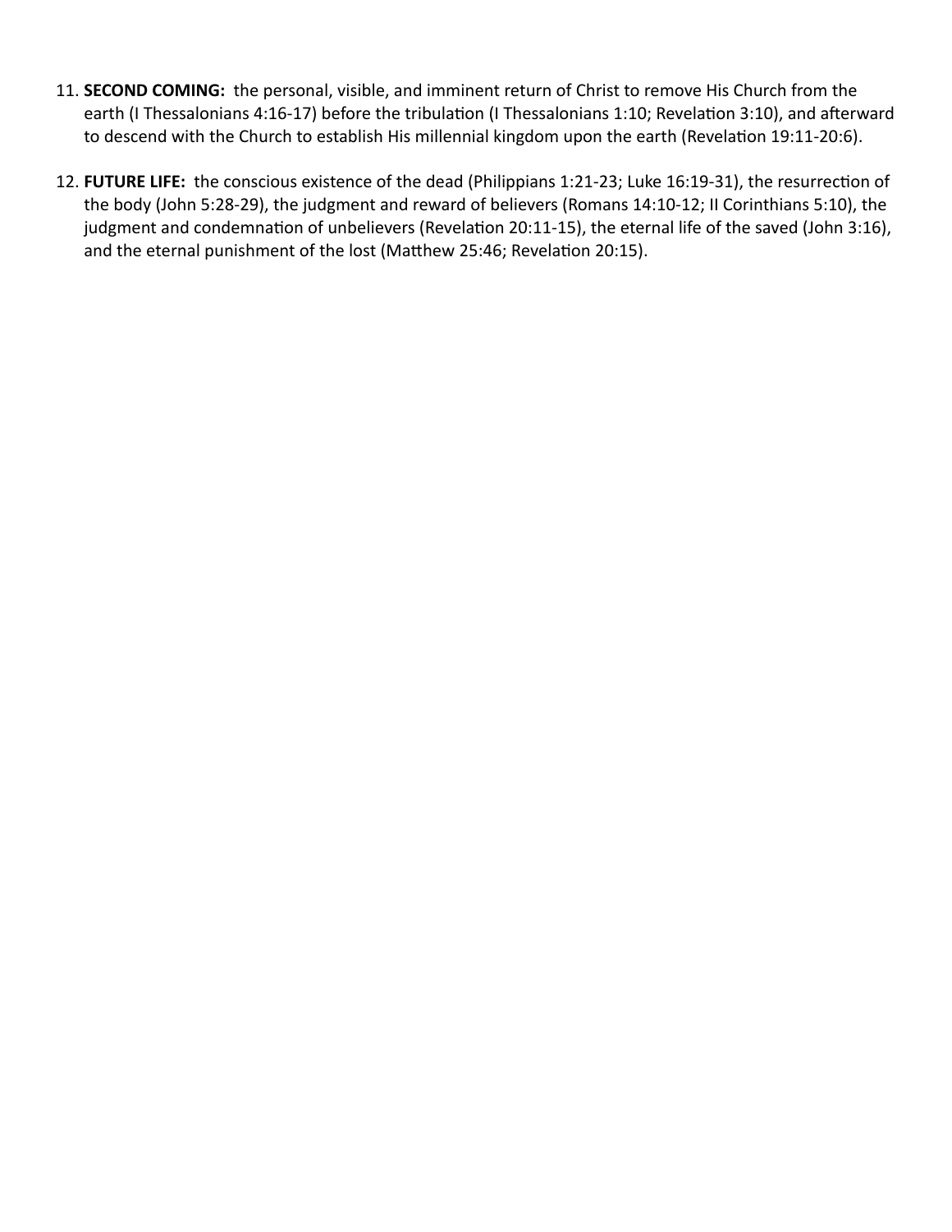11. **SECOND COMING:** the personal, visible, and imminent return of Christ to remove His Church from the earth (I Thessalonians 4:16-17) before the tribulation (I Thessalonians 1:10; Revelation 3:10), and afterward to descend with the Church to establish His millennial kingdom upon the earth (Revelation 19:11-20:6).

12. **FUTURE LIFE:** the conscious existence of the dead (Philippians 1:21-23; Luke 16:19-31), the resurrection of the body (John 5:28-29), the judgment and reward of believers (Romans 14:10-12; II Corinthians 5:10), the judgment and condemnation of unbelievers (Revelation 20:11-15), the eternal life of the saved (John 3:16), and the eternal punishment of the lost (Matthew 25:46; Revelation 20:15).